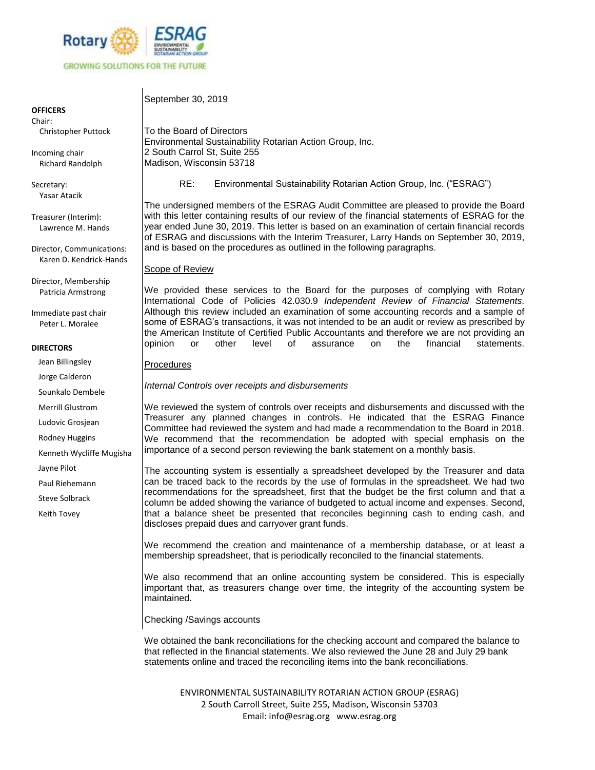Rotary | ESRAG

GROWING SOLUTIONS FOR THE FUTURE

**OFFICERS**

Chair:
Christopher Puttock

Incoming chair
Richard Randolph

Secretary:
Yasar Atacik

Treasurer (Interim):
Lawrence M. Hands

Director, Communications:
Karen D. Kendrick-Hands

Director, Membership
Patricia Armstrong

Immediate past chair
Peter L. Moralee

**DIRECTORS**

Jean Billingsley
Jorge Calderon
Sounkalo Dembele
Merrill Glustrom
Ludovic Grosjean
Rodney Huggins
Kenneth Wycliffe Mugisha
Jayne Pilot
Paul Riehemann
Steve Solbrack
Keith Tovey

September 30, 2019

To the Board of Directors
Environmental Sustainability Rotarian Action Group, Inc.
2 South Carrol St, Suite 255
Madison, Wisconsin 53718

RE: Environmental Sustainability Rotarian Action Group, Inc. ("ESRAG")

The undersigned members of the ESRAG Audit Committee are pleased to provide the Board with this letter containing results of our review of the financial statements of ESRAG for the year ended June 30, 2019. This letter is based on an examination of certain financial records of ESRAG and discussions with the Interim Treasurer, Larry Hands on September 30, 2019, and is based on the procedures as outlined in the following paragraphs.

<u>Scope of Review</u>

We provided these services to the Board for the purposes of complying with Rotary International Code of Policies 42.030.9 *Independent Review of Financial Statements.* Although this review included an examination of some accounting records and a sample of some of ESRAG's transactions, it was not intended to be an audit or review as prescribed by the American Institute of Certified Public Accountants and therefore we are not providing an opinion or other level of assurance on the financial statements.

<u>Procedures</u>

*Internal Controls over receipts and disbursements*

We reviewed the system of controls over receipts and disbursements and discussed with the Treasurer any planned changes in controls. He indicated that the ESRAG Finance Committee had reviewed the system and had made a recommendation to the Board in 2018. We recommend that the recommendation be adopted with special emphasis on the importance of a second person reviewing the bank statement on a monthly basis.

The accounting system is essentially a spreadsheet developed by the Treasurer and data can be traced back to the records by the use of formulas in the spreadsheet. We had two recommendations for the spreadsheet, first that the budget be the first column and that a column be added showing the variance of budgeted to actual income and expenses. Second, that a balance sheet be presented that reconciles beginning cash to ending cash, and discloses prepaid dues and carryover grant funds.

We recommend the creation and maintenance of a membership database, or at least a membership spreadsheet, that is periodically reconciled to the financial statements.

We also recommend that an online accounting system be considered. This is especially important that, as treasurers change over time, the integrity of the accounting system be maintained.

Checking /Savings accounts

We obtained the bank reconciliations for the checking account and compared the balance to that reflected in the financial statements. We also reviewed the June 28 and July 29 bank statements online and traced the reconciling items into the bank reconciliations.

ENVIRONMENTAL SUSTAINABILITY ROTARIAN ACTION GROUP (ESRAG)
2 South Carroll Street, Suite 255, Madison, Wisconsin 53703
Email: info@esrag.org www.esrag.org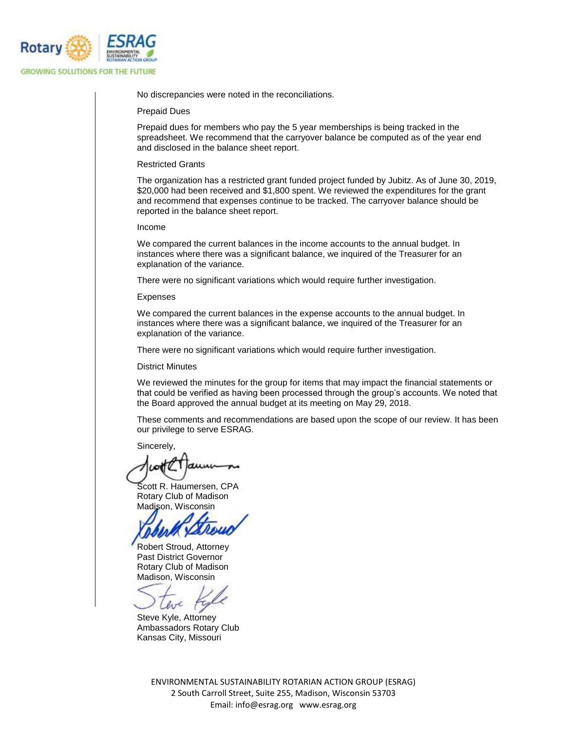No discrepancies were noted in the reconciliations.

Prepaid Dues

Prepaid dues for members who pay the 5 year memberships is being tracked in the spreadsheet. We recommend that the carryover balance be computed as of the year end and disclosed in the balance sheet report.

Restricted Grants

The organization has a restricted grant funded project funded by Jubitz. As of June 30, 2019, $20,000 had been received and $1,800 spent. We reviewed the expenditures for the grant and recommend that expenses continue to be tracked. The carryover balance should be reported in the balance sheet report.

Income

We compared the current balances in the income accounts to the annual budget. In instances where there was a significant balance, we inquired of the Treasurer for an explanation of the variance.

There were no significant variations which would require further investigation.

Expenses

We compared the current balances in the expense accounts to the annual budget. In instances where there was a significant balance, we inquired of the Treasurer for an explanation of the variance.

There were no significant variations which would require further investigation.

District Minutes

We reviewed the minutes for the group for items that may impact the financial statements or that could be verified as having been processed through the group's accounts. We noted that the Board approved the annual budget at its meeting on May 29, 2018.

These comments and recommendations are based upon the scope of our review. It has been our privilege to serve ESRAG.

Sincerely,

Scott R. Haumersen, CPA
Rotary Club of Madison
Madison, Wisconsin

Robert Stroud, Attorney
Past District Governor
Rotary Club of Madison
Madison, Wisconsin

Steve Kyle, Attorney
Ambassadors Rotary Club
Kansas City, Missouri

ENVIRONMENTAL SUSTAINABILITY ROTARIAN ACTION GROUP (ESRAG)
2 South Carroll Street, Suite 255, Madison, Wisconsin 53703
Email: info@esrag.org www.esrag.org